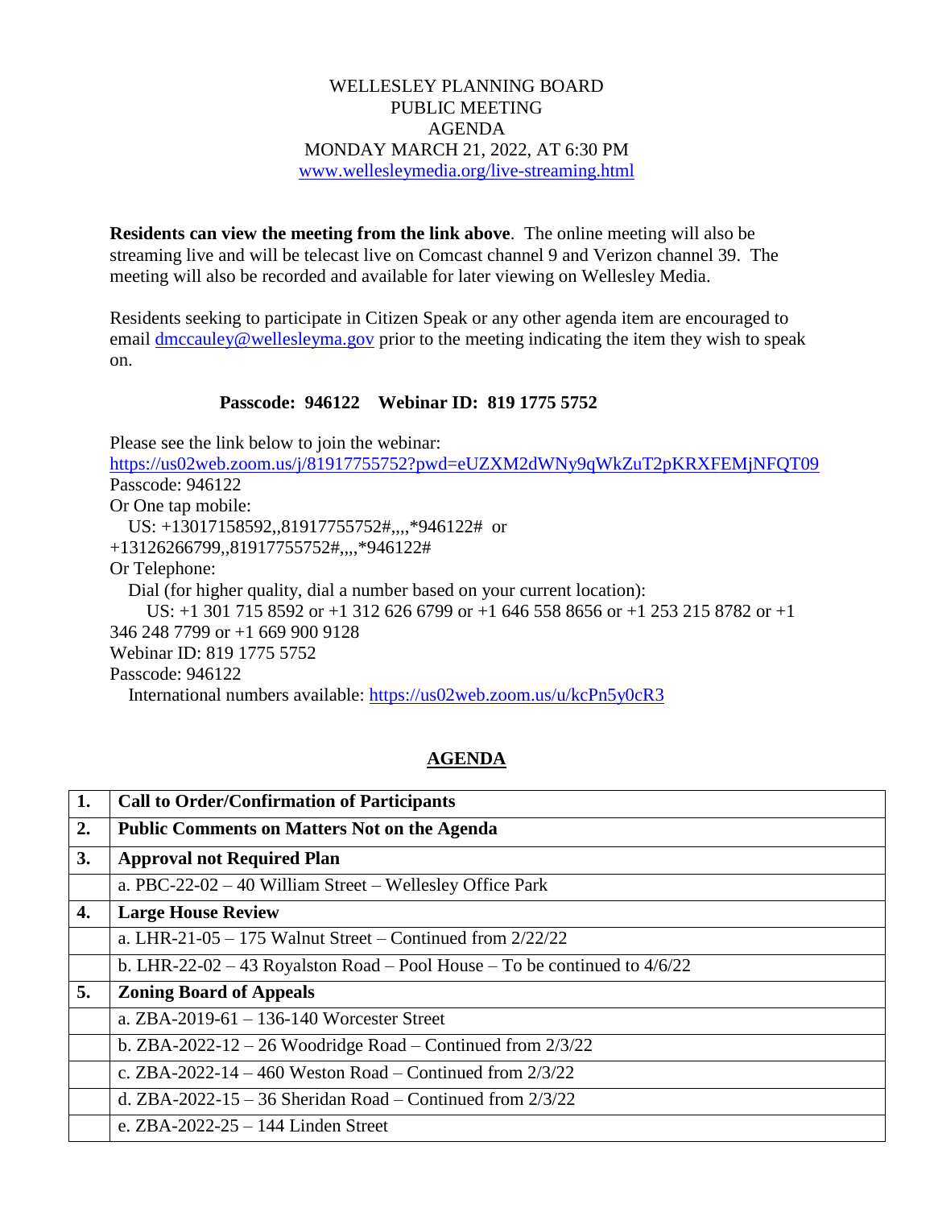WELLESLEY PLANNING BOARD
PUBLIC MEETING
AGENDA
MONDAY MARCH 21, 2022, AT 6:30 PM
www.wellesleymedia.org/live-streaming.html

**Residents can view the meeting from the link above**. The online meeting will also be streaming live and will be telecast live on Comcast channel 9 and Verizon channel 39. The meeting will also be recorded and available for later viewing on Wellesley Media.

Residents seeking to participate in Citizen Speak or any other agenda item are encouraged to email dmccauley@wellesleyma.gov prior to the meeting indicating the item they wish to speak on.

**Passcode: 946122 Webinar ID: 819 1775 5752**

Please see the link below to join the webinar:
https://us02web.zoom.us/j/81917755752?pwd=eUZXM2dWNy9qWkZuT2pKRXFEMjNFQT09
Passcode: 946122
Or One tap mobile:
US: +13017158592,,81917755752#,,,,*946122# or
+13126266799,,81917755752#,,,,*946122#
Or Telephone:
Dial (for higher quality, dial a number based on your current location):
US: +1 301 715 8592 or +1 312 626 6799 or +1 646 558 8656 or +1 253 215 8782 or +1 346 248 7799 or +1 669 900 9128
Webinar ID: 819 1775 5752
Passcode: 946122
International numbers available: https://us02web.zoom.us/u/kcPn5y0cR3

## AGENDA

| | |
|---|---|
| **1.** | **Call to Order/Confirmation of Participants** |
| **2.** | **Public Comments on Matters Not on the Agenda** |
| **3.** | **Approval not Required Plan** |
| | a. PBC-22-02 – 40 William Street – Wellesley Office Park |
| **4.** | **Large House Review** |
| | a. LHR-21-05 – 175 Walnut Street – Continued from 2/22/22 |
| | b. LHR-22-02 – 43 Royalston Road – Pool House – To be continued to 4/6/22 |
| **5.** | **Zoning Board of Appeals** |
| | a. ZBA-2019-61 – 136-140 Worcester Street |
| | b. ZBA-2022-12 – 26 Woodridge Road – Continued from 2/3/22 |
| | c. ZBA-2022-14 – 460 Weston Road – Continued from 2/3/22 |
| | d. ZBA-2022-15 – 36 Sheridan Road – Continued from 2/3/22 |
| | e. ZBA-2022-25 – 144 Linden Street |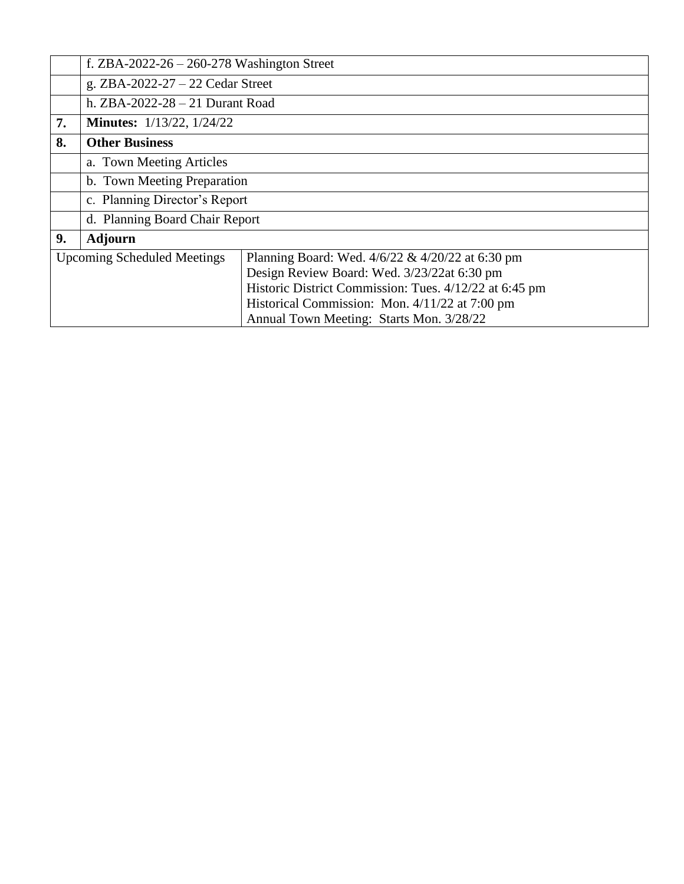| | |
|---|---|
| | f. ZBA-2022-26 – 260-278 Washington Street |
| | g. ZBA-2022-27 – 22 Cedar Street |
| | h. ZBA-2022-28 – 21 Durant Road |
| **7.** | **Minutes:** 1/13/22, 1/24/22 |
| **8.** | **Other Business** |
| | a. Town Meeting Articles |
| | b. Town Meeting Preparation |
| | c. Planning Director's Report |
| | d. Planning Board Chair Report |
| **9.** | **Adjourn** |

| | |
|---|---|
| Upcoming Scheduled Meetings | Planning Board: Wed. 4/6/22 & 4/20/22 at 6:30 pm<br>Design Review Board: Wed. 3/23/22at 6:30 pm<br>Historic District Commission: Tues. 4/12/22 at 6:45 pm<br>Historical Commission: Mon. 4/11/22 at 7:00 pm<br>Annual Town Meeting: Starts Mon. 3/28/22 |